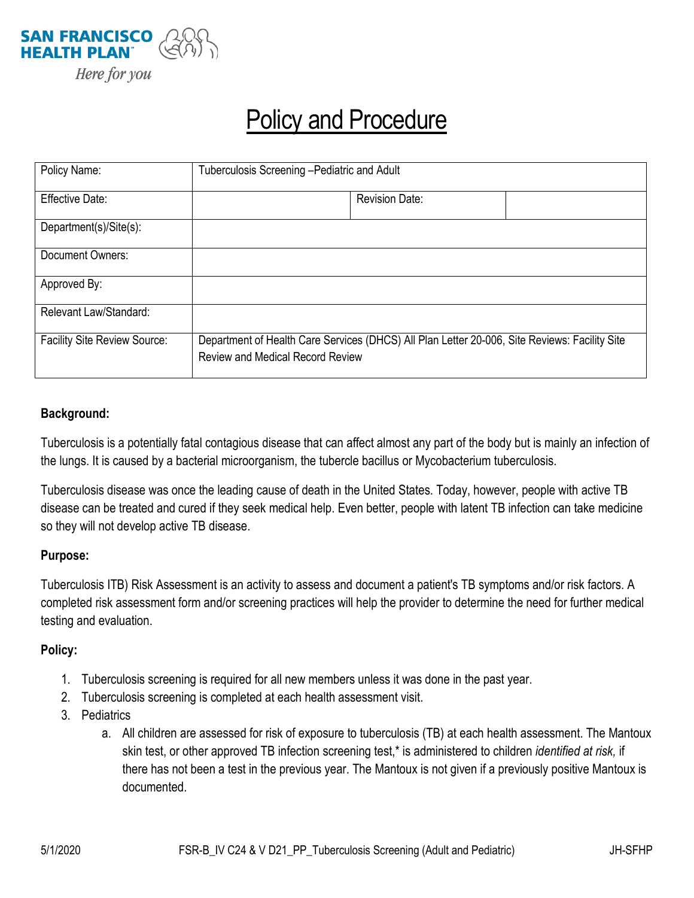SAN FRANCISCO HEALTH PLAN

*Here for you*

# Policy and Procedure

| Policy Name: | Tuberculosis Screening –Pediatric and Adult | | |
|---|---|---|---|
| Effective Date: | | Revision Date: | |
| Department(s)/Site(s): | | | |
| Document Owners: | | | |
| Approved By: | | | |
| Relevant Law/Standard: | | | |
| Facility Site Review Source: | Department of Health Care Services (DHCS) All Plan Letter 20-006, Site Reviews: Facility Site Review and Medical Record Review | | |

**Background:**

Tuberculosis is a potentially fatal contagious disease that can affect almost any part of the body but is mainly an infection of the lungs. It is caused by a bacterial microorganism, the tubercle bacillus or Mycobacterium tuberculosis.

Tuberculosis disease was once the leading cause of death in the United States. Today, however, people with active TB disease can be treated and cured if they seek medical help. Even better, people with latent TB infection can take medicine so they will not develop active TB disease.

**Purpose:**

Tuberculosis ITB) Risk Assessment is an activity to assess and document a patient's TB symptoms and/or risk factors. A completed risk assessment form and/or screening practices will help the provider to determine the need for further medical testing and evaluation.

**Policy:**

1. Tuberculosis screening is required for all new members unless it was done in the past year.
2. Tuberculosis screening is completed at each health assessment visit.
3. Pediatrics
    a. All children are assessed for risk of exposure to tuberculosis (TB) at each health assessment. The Mantoux skin test, or other approved TB infection screening test,* is administered to children *identified at risk,* if there has not been a test in the previous year. The Mantoux is not given if a previously positive Mantoux is documented.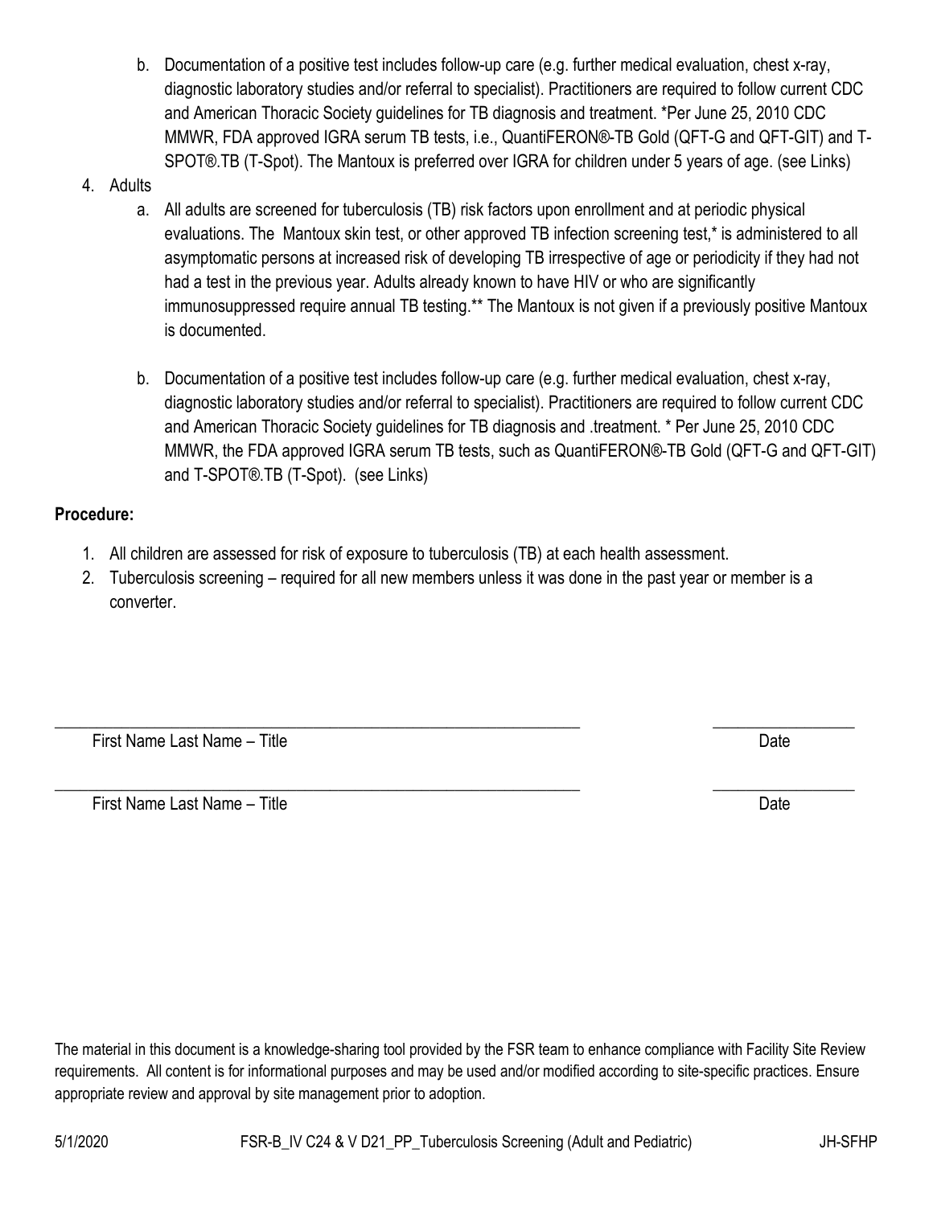b. Documentation of a positive test includes follow-up care (e.g. further medical evaluation, chest x-ray, diagnostic laboratory studies and/or referral to specialist). Practitioners are required to follow current CDC and American Thoracic Society guidelines for TB diagnosis and treatment. *Per June 25, 2010 CDC MMWR, FDA approved IGRA serum TB tests, i.e., QuantiFERON®-TB Gold (QFT-G and QFT-GIT) and T-SPOT®.TB (T-Spot). The Mantoux is preferred over IGRA for children under 5 years of age. (see Links)

4. Adults
   a. All adults are screened for tuberculosis (TB) risk factors upon enrollment and at periodic physical evaluations. The Mantoux skin test, or other approved TB infection screening test,* is administered to all asymptomatic persons at increased risk of developing TB irrespective of age or periodicity if they had not had a test in the previous year. Adults already known to have HIV or who are significantly immunosuppressed require annual TB testing.** The Mantoux is not given if a previously positive Mantoux is documented.

   b. Documentation of a positive test includes follow-up care (e.g. further medical evaluation, chest x-ray, diagnostic laboratory studies and/or referral to specialist). Practitioners are required to follow current CDC and American Thoracic Society guidelines for TB diagnosis and .treatment. * Per June 25, 2010 CDC MMWR, the FDA approved IGRA serum TB tests, such as QuantiFERON®-TB Gold (QFT-G and QFT-GIT) and T-SPOT®.TB (T-Spot). (see Links)

**Procedure:**

1. All children are assessed for risk of exposure to tuberculosis (TB) at each health assessment.
2. Tuberculosis screening – required for all new members unless it was done in the past year or member is a converter.

_______________________________________________________________ _________________

First Name Last Name – Title Date

_______________________________________________________________ _________________

First Name Last Name – Title Date

The material in this document is a knowledge-sharing tool provided by the FSR team to enhance compliance with Facility Site Review requirements. All content is for informational purposes and may be used and/or modified according to site-specific practices. Ensure appropriate review and approval by site management prior to adoption.

5/1/2020 FSR-B_IV C24 & V D21_PP_Tuberculosis Screening (Adult and Pediatric) JH-SFHP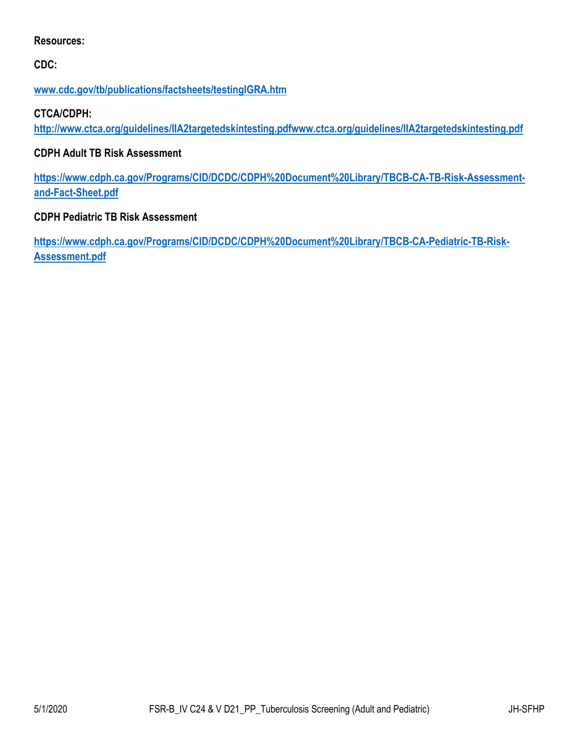**Resources:**

**CDC:**

**www.cdc.gov/tb/publications/factsheets/testingIGRA.htm**

**CTCA/CDPH:**
**http://www.ctca.org/guidelines/IIA2targetedskintesting.pdfwww.ctca.org/guidelines/IIA2targetedskintesting.pdf**

**CDPH Adult TB Risk Assessment**

**https://www.cdph.ca.gov/Programs/CID/DCDC/CDPH%20Document%20Library/TBCB-CA-TB-Risk-Assessment-and-Fact-Sheet.pdf**

**CDPH Pediatric TB Risk Assessment**

**https://www.cdph.ca.gov/Programs/CID/DCDC/CDPH%20Document%20Library/TBCB-CA-Pediatric-TB-Risk-Assessment.pdf**